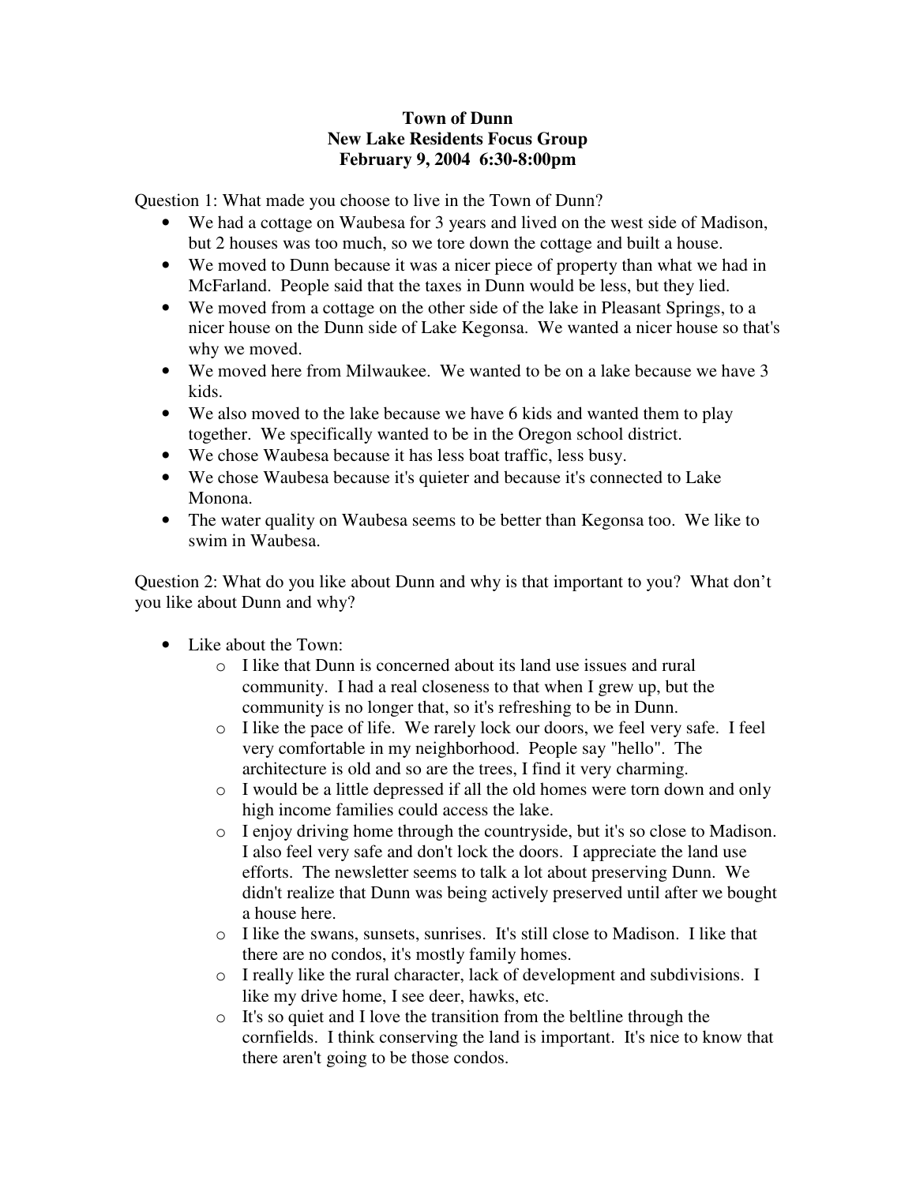# Town of Dunn
## New Lake Residents Focus Group
### February 9, 2004 6:30-8:00pm

Question 1: What made you choose to live in the Town of Dunn?

- We had a cottage on Waubesa for 3 years and lived on the west side of Madison, but 2 houses was too much, so we tore down the cottage and built a house.
- We moved to Dunn because it was a nicer piece of property than what we had in McFarland. People said that the taxes in Dunn would be less, but they lied.
- We moved from a cottage on the other side of the lake in Pleasant Springs, to a nicer house on the Dunn side of Lake Kegonsa. We wanted a nicer house so that's why we moved.
- We moved here from Milwaukee. We wanted to be on a lake because we have 3 kids.
- We also moved to the lake because we have 6 kids and wanted them to play together. We specifically wanted to be in the Oregon school district.
- We chose Waubesa because it has less boat traffic, less busy.
- We chose Waubesa because it's quieter and because it's connected to Lake Monona.
- The water quality on Waubesa seems to be better than Kegonsa too. We like to swim in Waubesa.

Question 2: What do you like about Dunn and why is that important to you? What don't you like about Dunn and why?

- Like about the Town:
  - I like that Dunn is concerned about its land use issues and rural community. I had a real closeness to that when I grew up, but the community is no longer that, so it's refreshing to be in Dunn.
  - I like the pace of life. We rarely lock our doors, we feel very safe. I feel very comfortable in my neighborhood. People say "hello". The architecture is old and so are the trees, I find it very charming.
  - I would be a little depressed if all the old homes were torn down and only high income families could access the lake.
  - I enjoy driving home through the countryside, but it's so close to Madison. I also feel very safe and don't lock the doors. I appreciate the land use efforts. The newsletter seems to talk a lot about preserving Dunn. We didn't realize that Dunn was being actively preserved until after we bought a house here.
  - I like the swans, sunsets, sunrises. It's still close to Madison. I like that there are no condos, it's mostly family homes.
  - I really like the rural character, lack of development and subdivisions. I like my drive home, I see deer, hawks, etc.
  - It's so quiet and I love the transition from the beltline through the cornfields. I think conserving the land is important. It's nice to know that there aren't going to be those condos.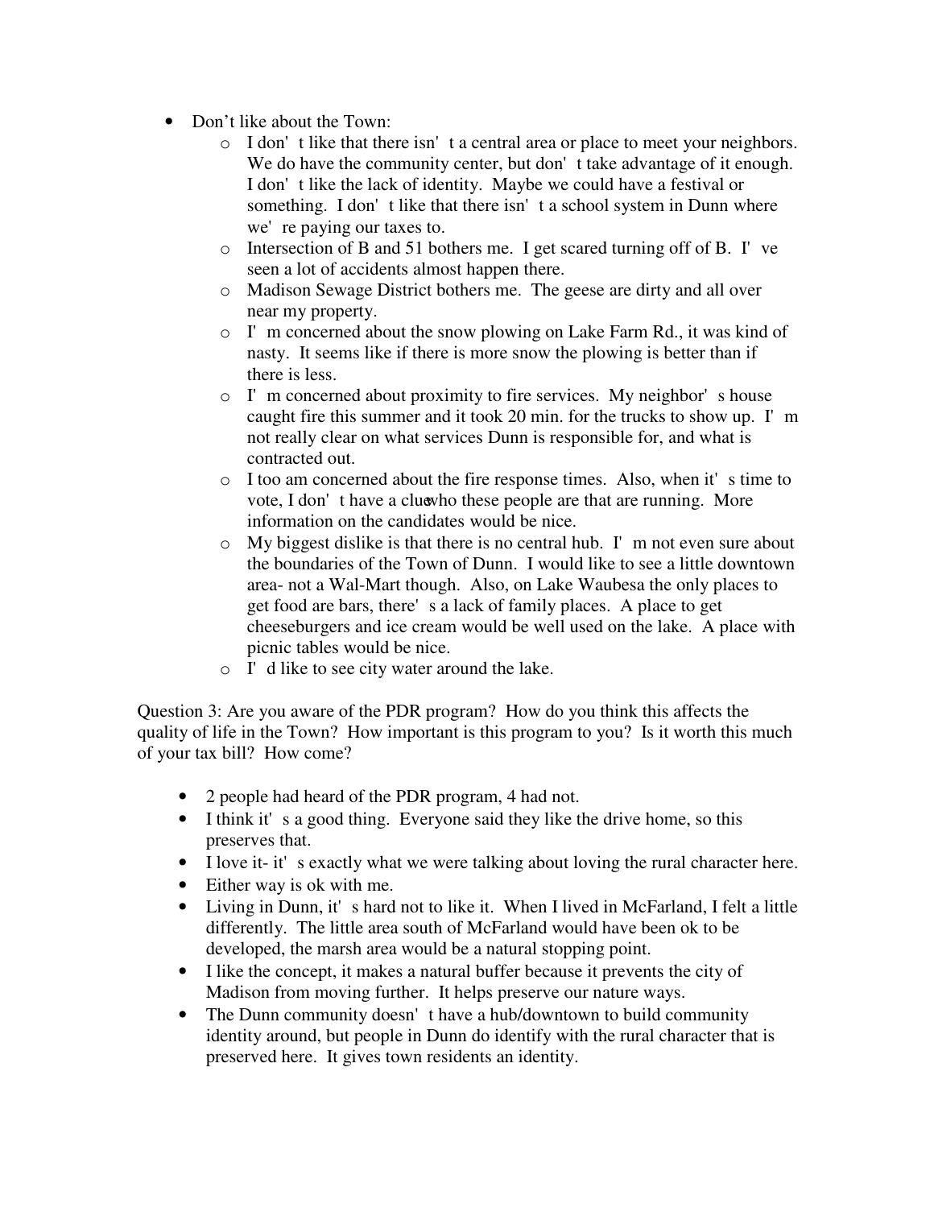- Don't like about the Town:
  - I don't like that there isn't a central area or place to meet your neighbors. We do have the community center, but don't take advantage of it enough. I don't like the lack of identity. Maybe we could have a festival or something. I don't like that there isn't a school system in Dunn where we're paying our taxes to.
  - Intersection of B and 51 bothers me. I get scared turning off of B. I've seen a lot of accidents almost happen there.
  - Madison Sewage District bothers me. The geese are dirty and all over near my property.
  - I'm concerned about the snow plowing on Lake Farm Rd., it was kind of nasty. It seems like if there is more snow the plowing is better than if there is less.
  - I'm concerned about proximity to fire services. My neighbor's house caught fire this summer and it took 20 min. for the trucks to show up. I'm not really clear on what services Dunn is responsible for, and what is contracted out.
  - I too am concerned about the fire response times. Also, when it's time to vote, I don't have a clue who these people are that are running. More information on the candidates would be nice.
  - My biggest dislike is that there is no central hub. I'm not even sure about the boundaries of the Town of Dunn. I would like to see a little downtown area- not a Wal-Mart though. Also, on Lake Waubesa the only places to get food are bars, there's a lack of family places. A place to get cheeseburgers and ice cream would be well used on the lake. A place with picnic tables would be nice.
  - I'd like to see city water around the lake.

Question 3: Are you aware of the PDR program? How do you think this affects the quality of life in the Town? How important is this program to you? Is it worth this much of your tax bill? How come?

- 2 people had heard of the PDR program, 4 had not.
- I think it's a good thing. Everyone said they like the drive home, so this preserves that.
- I love it- it's exactly what we were talking about loving the rural character here.
- Either way is ok with me.
- Living in Dunn, it's hard not to like it. When I lived in McFarland, I felt a little differently. The little area south of McFarland would have been ok to be developed, the marsh area would be a natural stopping point.
- I like the concept, it makes a natural buffer because it prevents the city of Madison from moving further. It helps preserve our nature ways.
- The Dunn community doesn't have a hub/downtown to build community identity around, but people in Dunn do identify with the rural character that is preserved here. It gives town residents an identity.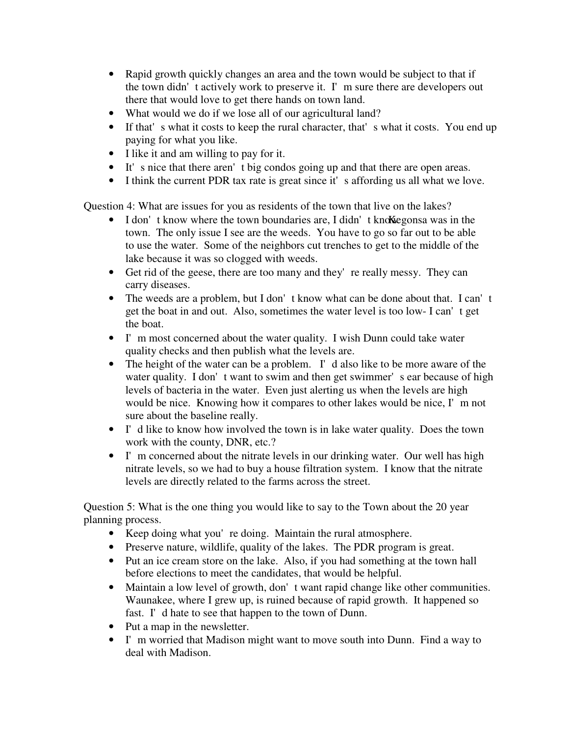- Rapid growth quickly changes an area and the town would be subject to that if the town didn't actively work to preserve it. I'm sure there are developers out there that would love to get there hands on town land.
- What would we do if we lose all of our agricultural land?
- If that's what it costs to keep the rural character, that's what it costs. You end up paying for what you like.
- I like it and am willing to pay for it.
- It's nice that there aren't big condos going up and that there are open areas.
- I think the current PDR tax rate is great since it's affording us all what we love.

Question 4: What are issues for you as residents of the town that live on the lakes?

- I don't know where the town boundaries are, I didn't know Kegonsa was in the town. The only issue I see are the weeds. You have to go so far out to be able to use the water. Some of the neighbors cut trenches to get to the middle of the lake because it was so clogged with weeds.
- Get rid of the geese, there are too many and they're really messy. They can carry diseases.
- The weeds are a problem, but I don't know what can be done about that. I can't get the boat in and out. Also, sometimes the water level is too low- I can't get the boat.
- I'm most concerned about the water quality. I wish Dunn could take water quality checks and then publish what the levels are.
- The height of the water can be a problem. I'd also like to be more aware of the water quality. I don't want to swim and then get swimmer's ear because of high levels of bacteria in the water. Even just alerting us when the levels are high would be nice. Knowing how it compares to other lakes would be nice, I'm not sure about the baseline really.
- I'd like to know how involved the town is in lake water quality. Does the town work with the county, DNR, etc.?
- I'm concerned about the nitrate levels in our drinking water. Our well has high nitrate levels, so we had to buy a house filtration system. I know that the nitrate levels are directly related to the farms across the street.

Question 5: What is the one thing you would like to say to the Town about the 20 year planning process.

- Keep doing what you're doing. Maintain the rural atmosphere.
- Preserve nature, wildlife, quality of the lakes. The PDR program is great.
- Put an ice cream store on the lake. Also, if you had something at the town hall before elections to meet the candidates, that would be helpful.
- Maintain a low level of growth, don't want rapid change like other communities. Waunakee, where I grew up, is ruined because of rapid growth. It happened so fast. I'd hate to see that happen to the town of Dunn.
- Put a map in the newsletter.
- I'm worried that Madison might want to move south into Dunn. Find a way to deal with Madison.